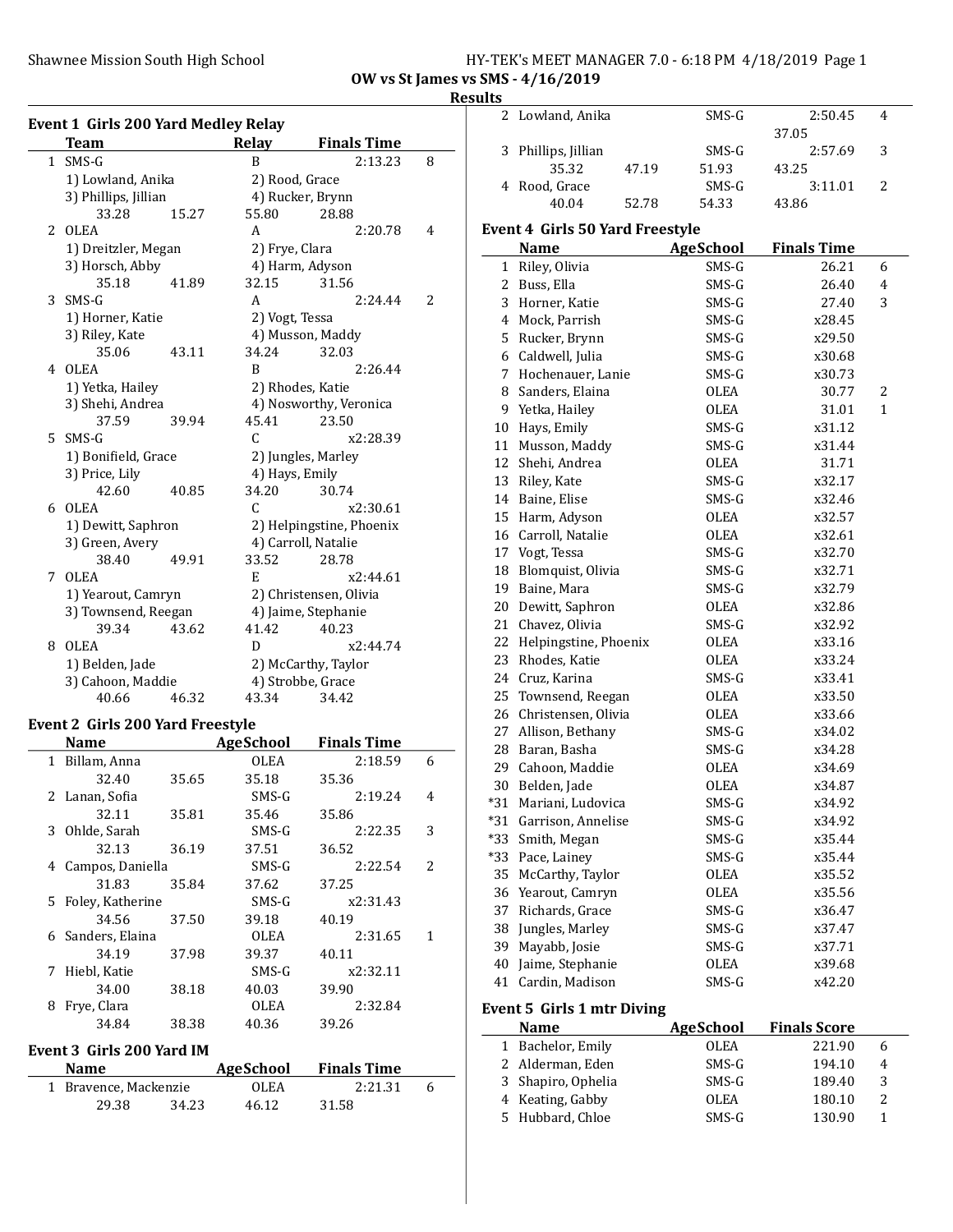OW vs St James vs SMS - 4/16/2019

**Results**

### Event 1 Girls 200 Yard Medley Relay

| | Team | Relay | Finals Time | |
|---|---|---|---|---|
| 1 | SMS-G | B | 2:13.23 | 8 |
| | 1) Lowland, Anika | 2) Rood, Grace | | |
| | 3) Phillips, Jillian | 4) Rucker, Brynn | | |
| | 33.28 15.27 | 55.80 | 28.88 | |
| 2 | OLEA | A | 2:20.78 | 4 |
| | 1) Dreitzler, Megan | 2) Frye, Clara | | |
| | 3) Horsch, Abby | 4) Harm, Adyson | | |
| | 35.18 41.89 | 32.15 | 31.56 | |
| 3 | SMS-G | A | 2:24.44 | 2 |
| | 1) Horner, Katie | 2) Vogt, Tessa | | |
| | 3) Riley, Kate | 4) Musson, Maddy | | |
| | 35.06 43.11 | 34.24 | 32.03 | |
| 4 | OLEA | B | 2:26.44 | |
| | 1) Yetka, Hailey | 2) Rhodes, Katie | | |
| | 3) Shehi, Andrea | 4) Nosworthy, Veronica | | |
| | 37.59 39.94 | 45.41 | 23.50 | |
| 5 | SMS-G | C | x2:28.39 | |
| | 1) Bonifield, Grace | 2) Jungles, Marley | | |
| | 3) Price, Lily | 4) Hays, Emily | | |
| | 42.60 40.85 | 34.20 | 30.74 | |
| 6 | OLEA | C | x2:30.61 | |
| | 1) Dewitt, Saphron | 2) Helpingstine, Phoenix | | |
| | 3) Green, Avery | 4) Carroll, Natalie | | |
| | 38.40 49.91 | 33.52 | 28.78 | |
| 7 | OLEA | E | x2:44.61 | |
| | 1) Yearout, Camryn | 2) Christensen, Olivia | | |
| | 3) Townsend, Reegan | 4) Jaime, Stephanie | | |
| | 39.34 43.62 | 41.42 | 40.23 | |
| 8 | OLEA | D | x2:44.74 | |
| | 1) Belden, Jade | 2) McCarthy, Taylor | | |
| | 3) Cahoon, Maddie | 4) Strobbe, Grace | | |
| | 40.66 46.32 | 43.34 | 34.42 | |

### Event 2 Girls 200 Yard Freestyle

| | Name | AgeSchool | Finals Time | |
|---|---|---|---|---|
| 1 | Billam, Anna | OLEA | 2:18.59 | 6 |
| | 32.40 35.65 | 35.18 | 35.36 | |
| 2 | Lanan, Sofia | SMS-G | 2:19.24 | 4 |
| | 32.11 35.81 | 35.46 | 35.86 | |
| 3 | Ohlde, Sarah | SMS-G | 2:22.35 | 3 |
| | 32.13 36.19 | 37.51 | 36.52 | |
| 4 | Campos, Daniella | SMS-G | 2:22.54 | 2 |
| | 31.83 35.84 | 37.62 | 37.25 | |
| 5 | Foley, Katherine | SMS-G | x2:31.43 | |
| | 34.56 37.50 | 39.18 | 40.19 | |
| 6 | Sanders, Elaina | OLEA | 2:31.65 | 1 |
| | 34.19 37.98 | 39.37 | 40.11 | |
| 7 | Hiebl, Katie | SMS-G | x2:32.11 | |
| | 34.00 38.18 | 40.03 | 39.90 | |
| 8 | Frye, Clara | OLEA | 2:32.84 | |
| | 34.84 38.38 | 40.36 | 39.26 | |

### Event 3 Girls 200 Yard IM

| | Name | AgeSchool | Finals Time | |
|---|---|---|---|---|
| 1 | Bravence, Mackenzie | OLEA | 2:21.31 | 6 |
| | 29.38 34.23 | 46.12 | 31.58 | |
| 2 | Lowland, Anika | SMS-G | 2:50.45 | 4 |
| | | | 37.05 | |
| 3 | Phillips, Jillian | SMS-G | 2:57.69 | 3 |
| | 35.32 47.19 | 51.93 | 43.25 | |
| 4 | Rood, Grace | SMS-G | 3:11.01 | 2 |
| | 40.04 52.78 | 54.33 | 43.86 | |

### Event 4 Girls 50 Yard Freestyle

| | Name | AgeSchool | Finals Time | |
|---|---|---|---|---|
| 1 | Riley, Olivia | SMS-G | 26.21 | 6 |
| 2 | Buss, Ella | SMS-G | 26.40 | 4 |
| 3 | Horner, Katie | SMS-G | 27.40 | 3 |
| 4 | Mock, Parrish | SMS-G | x28.45 | |
| 5 | Rucker, Brynn | SMS-G | x29.50 | |
| 6 | Caldwell, Julia | SMS-G | x30.68 | |
| 7 | Hochenauer, Lanie | SMS-G | x30.73 | |
| 8 | Sanders, Elaina | OLEA | 30.77 | 2 |
| 9 | Yetka, Hailey | OLEA | 31.01 | 1 |
| 10 | Hays, Emily | SMS-G | x31.12 | |
| 11 | Musson, Maddy | SMS-G | x31.44 | |
| 12 | Shehi, Andrea | OLEA | 31.71 | |
| 13 | Riley, Kate | SMS-G | x32.17 | |
| 14 | Baine, Elise | SMS-G | x32.46 | |
| 15 | Harm, Adyson | OLEA | x32.57 | |
| 16 | Carroll, Natalie | OLEA | x32.61 | |
| 17 | Vogt, Tessa | SMS-G | x32.70 | |
| 18 | Blomquist, Olivia | SMS-G | x32.71 | |
| 19 | Baine, Mara | SMS-G | x32.79 | |
| 20 | Dewitt, Saphron | OLEA | x32.86 | |
| 21 | Chavez, Olivia | SMS-G | x32.92 | |
| 22 | Helpingstine, Phoenix | OLEA | x33.16 | |
| 23 | Rhodes, Katie | OLEA | x33.24 | |
| 24 | Cruz, Karina | SMS-G | x33.41 | |
| 25 | Townsend, Reegan | OLEA | x33.50 | |
| 26 | Christensen, Olivia | OLEA | x33.66 | |
| 27 | Allison, Bethany | SMS-G | x34.02 | |
| 28 | Baran, Basha | SMS-G | x34.28 | |
| 29 | Cahoon, Maddie | OLEA | x34.69 | |
| 30 | Belden, Jade | OLEA | x34.87 | |
| *31 | Mariani, Ludovica | SMS-G | x34.92 | |
| *31 | Garrison, Annelise | SMS-G | x34.92 | |
| *33 | Smith, Megan | SMS-G | x35.44 | |
| *33 | Pace, Lainey | SMS-G | x35.44 | |
| 35 | McCarthy, Taylor | OLEA | x35.52 | |
| 36 | Yearout, Camryn | OLEA | x35.56 | |
| 37 | Richards, Grace | SMS-G | x36.47 | |
| 38 | Jungles, Marley | SMS-G | x37.47 | |
| 39 | Mayabb, Josie | SMS-G | x37.71 | |
| 40 | Jaime, Stephanie | OLEA | x39.68 | |
| 41 | Cardin, Madison | SMS-G | x42.20 | |

### Event 5 Girls 1 mtr Diving

| | Name | AgeSchool | Finals Score | |
|---|---|---|---|---|
| 1 | Bachelor, Emily | OLEA | 221.90 | 6 |
| 2 | Alderman, Eden | SMS-G | 194.10 | 4 |
| 3 | Shapiro, Ophelia | SMS-G | 189.40 | 3 |
| 4 | Keating, Gabby | OLEA | 180.10 | 2 |
| 5 | Hubbard, Chloe | SMS-G | 130.90 | 1 |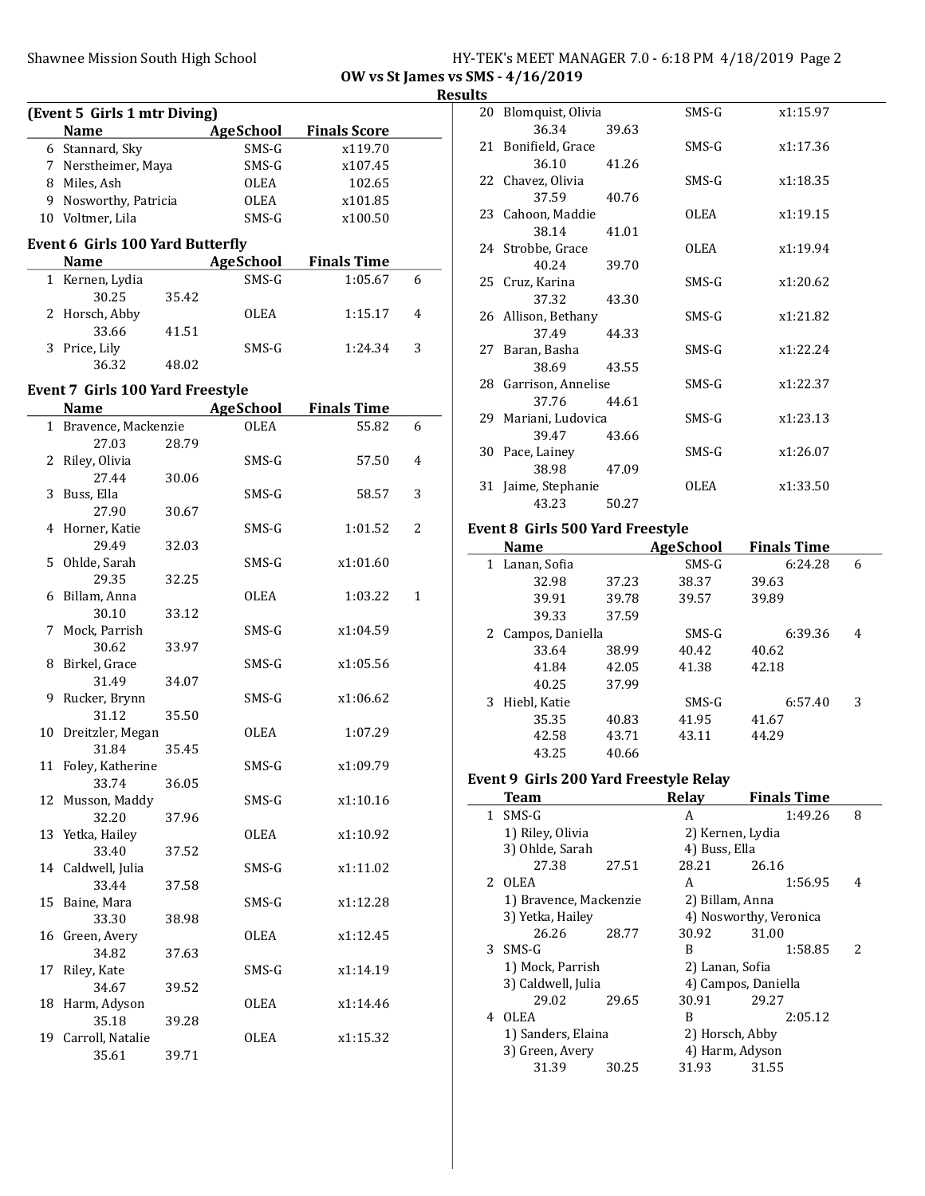OW vs St James vs SMS - 4/16/2019

Results

### (Event 5 Girls 1 mtr Diving)

| | Name | AgeSchool | Finals Score |
|---|---|---|---|
| 6 | Stannard, Sky | SMS-G | x119.70 |
| 7 | Nerstheimer, Maya | SMS-G | x107.45 |
| 8 | Miles, Ash | OLEA | 102.65 |
| 9 | Nosworthy, Patricia | OLEA | x101.85 |
| 10 | Voltmer, Lila | SMS-G | x100.50 |

### Event 6 Girls 100 Yard Butterfly

| | Name | AgeSchool | Finals Time | |
|---|---|---|---|---|
| 1 | Kernen, Lydia | SMS-G | 1:05.67 | 6 |
| | 30.25 35.42 | | | |
| 2 | Horsch, Abby | OLEA | 1:15.17 | 4 |
| | 33.66 41.51 | | | |
| 3 | Price, Lily | SMS-G | 1:24.34 | 3 |
| | 36.32 48.02 | | | |

### Event 7 Girls 100 Yard Freestyle

| | Name | AgeSchool | Finals Time | |
|---|---|---|---|---|
| 1 | Bravence, Mackenzie | OLEA | 55.82 | 6 |
| | 27.03 28.79 | | | |
| 2 | Riley, Olivia | SMS-G | 57.50 | 4 |
| | 27.44 30.06 | | | |
| 3 | Buss, Ella | SMS-G | 58.57 | 3 |
| | 27.90 30.67 | | | |
| 4 | Horner, Katie | SMS-G | 1:01.52 | 2 |
| | 29.49 32.03 | | | |
| 5 | Ohlde, Sarah | SMS-G | x1:01.60 | |
| | 29.35 32.25 | | | |
| 6 | Billam, Anna | OLEA | 1:03.22 | 1 |
| | 30.10 33.12 | | | |
| 7 | Mock, Parrish | SMS-G | x1:04.59 | |
| | 30.62 33.97 | | | |
| 8 | Birkel, Grace | SMS-G | x1:05.56 | |
| | 31.49 34.07 | | | |
| 9 | Rucker, Brynn | SMS-G | x1:06.62 | |
| | 31.12 35.50 | | | |
| 10 | Dreitzler, Megan | OLEA | 1:07.29 | |
| | 31.84 35.45 | | | |
| 11 | Foley, Katherine | SMS-G | x1:09.79 | |
| | 33.74 36.05 | | | |
| 12 | Musson, Maddy | SMS-G | x1:10.16 | |
| | 32.20 37.96 | | | |
| 13 | Yetka, Hailey | OLEA | x1:10.92 | |
| | 33.40 37.52 | | | |
| 14 | Caldwell, Julia | SMS-G | x1:11.02 | |
| | 33.44 37.58 | | | |
| 15 | Baine, Mara | SMS-G | x1:12.28 | |
| | 33.30 38.98 | | | |
| 16 | Green, Avery | OLEA | x1:12.45 | |
| | 34.82 37.63 | | | |
| 17 | Riley, Kate | SMS-G | x1:14.19 | |
| | 34.67 39.52 | | | |
| 18 | Harm, Adyson | OLEA | x1:14.46 | |
| | 35.18 39.28 | | | |
| 19 | Carroll, Natalie | OLEA | x1:15.32 | |
| | 35.61 39.71 | | | |
| 20 | Blomquist, Olivia | SMS-G | x1:15.97 | |
| | 36.34 39.63 | | | |
| 21 | Bonifield, Grace | SMS-G | x1:17.36 | |
| | 36.10 41.26 | | | |
| 22 | Chavez, Olivia | SMS-G | x1:18.35 | |
| | 37.59 40.76 | | | |
| 23 | Cahoon, Maddie | OLEA | x1:19.15 | |
| | 38.14 41.01 | | | |
| 24 | Strobbe, Grace | OLEA | x1:19.94 | |
| | 40.24 39.70 | | | |
| 25 | Cruz, Karina | SMS-G | x1:20.62 | |
| | 37.32 43.30 | | | |
| 26 | Allison, Bethany | SMS-G | x1:21.82 | |
| | 37.49 44.33 | | | |
| 27 | Baran, Basha | SMS-G | x1:22.24 | |
| | 38.69 43.55 | | | |
| 28 | Garrison, Annelise | SMS-G | x1:22.37 | |
| | 37.76 44.61 | | | |
| 29 | Mariani, Ludovica | SMS-G | x1:23.13 | |
| | 39.47 43.66 | | | |
| 30 | Pace, Lainey | SMS-G | x1:26.07 | |
| | 38.98 47.09 | | | |
| 31 | Jaime, Stephanie | OLEA | x1:33.50 | |
| | 43.23 50.27 | | | |

### Event 8 Girls 500 Yard Freestyle

| | Name | AgeSchool | Finals Time | |
|---|---|---|---|---|
| 1 | Lanan, Sofia | SMS-G | 6:24.28 | 6 |
| | 32.98 37.23 38.37 39.63 | | | |
| | 39.91 39.78 39.57 39.89 | | | |
| | 39.33 37.59 | | | |
| 2 | Campos, Daniella | SMS-G | 6:39.36 | 4 |
| | 33.64 38.99 40.42 40.62 | | | |
| | 41.84 42.05 41.38 42.18 | | | |
| | 40.25 37.99 | | | |
| 3 | Hiebl, Katie | SMS-G | 6:57.40 | 3 |
| | 35.35 40.83 41.95 41.67 | | | |
| | 42.58 43.71 43.11 44.29 | | | |
| | 43.25 40.66 | | | |

### Event 9 Girls 200 Yard Freestyle Relay

| | Team | Relay | Finals Time | |
|---|---|---|---|---|
| 1 | SMS-G | A | 1:49.26 | 8 |
| | 1) Riley, Olivia 2) Kernen, Lydia 3) Ohlde, Sarah 4) Buss, Ella | | | |
| | 27.38 27.51 28.21 26.16 | | | |
| 2 | OLEA | A | 1:56.95 | 4 |
| | 1) Bravence, Mackenzie 2) Billam, Anna 3) Yetka, Hailey 4) Nosworthy, Veronica | | | |
| | 26.26 28.77 30.92 31.00 | | | |
| 3 | SMS-G | B | 1:58.85 | 2 |
| | 1) Mock, Parrish 2) Lanan, Sofia 3) Caldwell, Julia 4) Campos, Daniella | | | |
| | 29.02 29.65 30.91 29.27 | | | |
| 4 | OLEA | B | 2:05.12 | |
| | 1) Sanders, Elaina 2) Horsch, Abby 3) Green, Avery 4) Harm, Adyson | | | |
| | 31.39 30.25 31.93 31.55 | | | |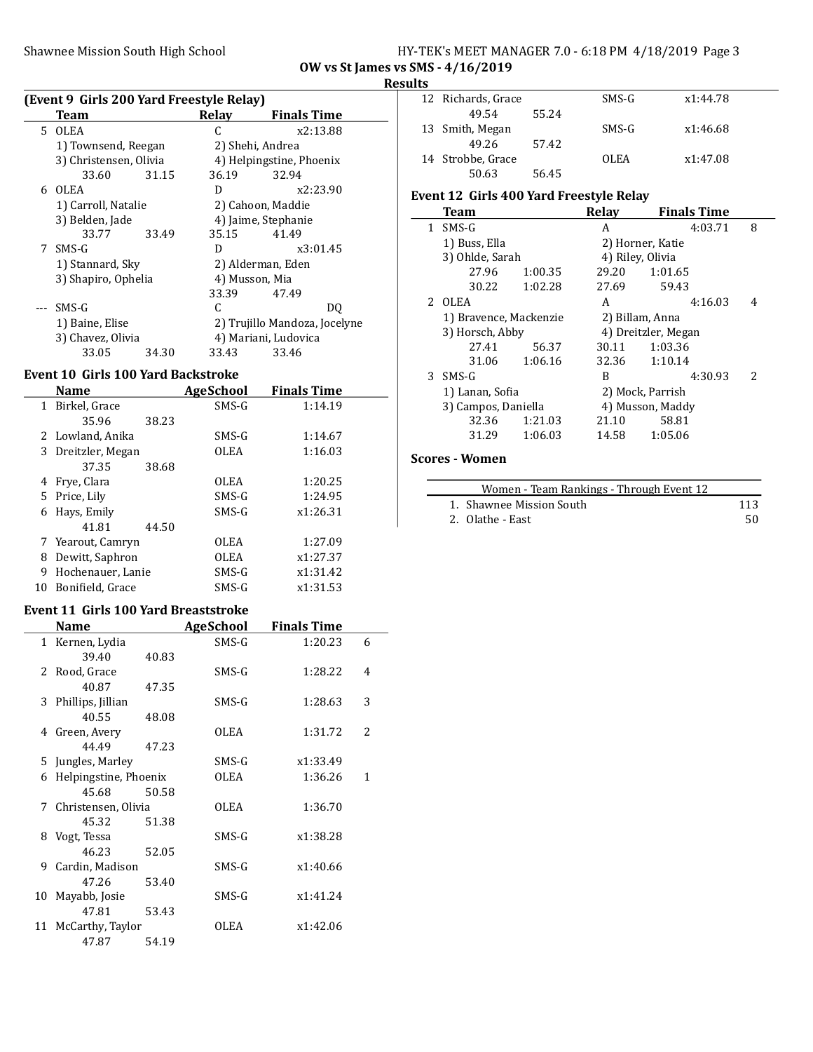OW vs St James vs SMS - 4/16/2019

Results

## (Event 9 Girls 200 Yard Freestyle Relay)

| | Team | Relay | Finals Time | |
|---|---|---|---|---|
| 5 | OLEA | C | x2:13.88 | |
| | 1) Townsend, Reegan | 2) Shehi, Andrea | | |
| | 3) Christensen, Olivia | 4) Helpingstine, Phoenix | | |
| | 33.60 31.15 | 36.19 32.94 | | |
| 6 | OLEA | D | x2:23.90 | |
| | 1) Carroll, Natalie | 2) Cahoon, Maddie | | |
| | 3) Belden, Jade | 4) Jaime, Stephanie | | |
| | 33.77 33.49 | 35.15 41.49 | | |
| 7 | SMS-G | D | x3:01.45 | |
| | 1) Stannard, Sky | 2) Alderman, Eden | | |
| | 3) Shapiro, Ophelia | 4) Musson, Mia | | |
| | | 33.39 47.49 | | |
| --- | SMS-G | C | DQ | |
| | 1) Baine, Elise | 2) Trujillo Mandoza, Jocelyne | | |
| | 3) Chavez, Olivia | 4) Mariani, Ludovica | | |
| | 33.05 34.30 | 33.43 33.46 | | |

## Event 10 Girls 100 Yard Backstroke

| | Name | AgeSchool | Finals Time | |
|---|---|---|---|---|
| 1 | Birkel, Grace | SMS-G | 1:14.19 | |
| | 35.96 38.23 | | | |
| 2 | Lowland, Anika | SMS-G | 1:14.67 | |
| 3 | Dreitzler, Megan | OLEA | 1:16.03 | |
| | 37.35 38.68 | | | |
| 4 | Frye, Clara | OLEA | 1:20.25 | |
| 5 | Price, Lily | SMS-G | 1:24.95 | |
| 6 | Hays, Emily | SMS-G | x1:26.31 | |
| | 41.81 44.50 | | | |
| 7 | Yearout, Camryn | OLEA | 1:27.09 | |
| 8 | Dewitt, Saphron | OLEA | x1:27.37 | |
| 9 | Hochenauer, Lanie | SMS-G | x1:31.42 | |
| 10 | Bonifield, Grace | SMS-G | x1:31.53 | |

## Event 11 Girls 100 Yard Breaststroke

| | Name | AgeSchool | Finals Time | |
|---|---|---|---|---|
| 1 | Kernen, Lydia | SMS-G | 1:20.23 | 6 |
| | 39.40 40.83 | | | |
| 2 | Rood, Grace | SMS-G | 1:28.22 | 4 |
| | 40.87 47.35 | | | |
| 3 | Phillips, Jillian | SMS-G | 1:28.63 | 3 |
| | 40.55 48.08 | | | |
| 4 | Green, Avery | OLEA | 1:31.72 | 2 |
| | 44.49 47.23 | | | |
| 5 | Jungles, Marley | SMS-G | x1:33.49 | |
| 6 | Helpingstine, Phoenix | OLEA | 1:36.26 | 1 |
| | 45.68 50.58 | | | |
| 7 | Christensen, Olivia | OLEA | 1:36.70 | |
| | 45.32 51.38 | | | |
| 8 | Vogt, Tessa | SMS-G | x1:38.28 | |
| | 46.23 52.05 | | | |
| 9 | Cardin, Madison | SMS-G | x1:40.66 | |
| | 47.26 53.40 | | | |
| 10 | Mayabb, Josie | SMS-G | x1:41.24 | |
| | 47.81 53.43 | | | |
| 11 | McCarthy, Taylor | OLEA | x1:42.06 | |
| | 47.87 54.19 | | | |
| 12 | Richards, Grace | SMS-G | x1:44.78 | |
| | 49.54 55.24 | | | |
| 13 | Smith, Megan | SMS-G | x1:46.68 | |
| | 49.26 57.42 | | | |
| 14 | Strobbe, Grace | OLEA | x1:47.08 | |
| | 50.63 56.45 | | | |

## Event 12 Girls 400 Yard Freestyle Relay

| | Team | Relay | Finals Time | |
|---|---|---|---|---|
| 1 | SMS-G | A | 4:03.71 | 8 |
| | 1) Buss, Ella | 2) Horner, Katie | | |
| | 3) Ohlde, Sarah | 4) Riley, Olivia | | |
| | 27.96 1:00.35 | 29.20 1:01.65 | | |
| | 30.22 1:02.28 | 27.69 59.43 | | |
| 2 | OLEA | A | 4:16.03 | 4 |
| | 1) Bravence, Mackenzie | 2) Billam, Anna | | |
| | 3) Horsch, Abby | 4) Dreitzler, Megan | | |
| | 27.41 56.37 | 30.11 1:03.36 | | |
| | 31.06 1:06.16 | 32.36 1:10.14 | | |
| 3 | SMS-G | B | 4:30.93 | 2 |
| | 1) Lanan, Sofia | 2) Mock, Parrish | | |
| | 3) Campos, Daniella | 4) Musson, Maddy | | |
| | 32.36 1:21.03 | 21.10 58.81 | | |
| | 31.29 1:06.03 | 14.58 1:05.06 | | |

## Scores - Women

| Women - Team Rankings - Through Event 12 | |
|---|---|
| 1. Shawnee Mission South | 113 |
| 2. Olathe - East | 50 |